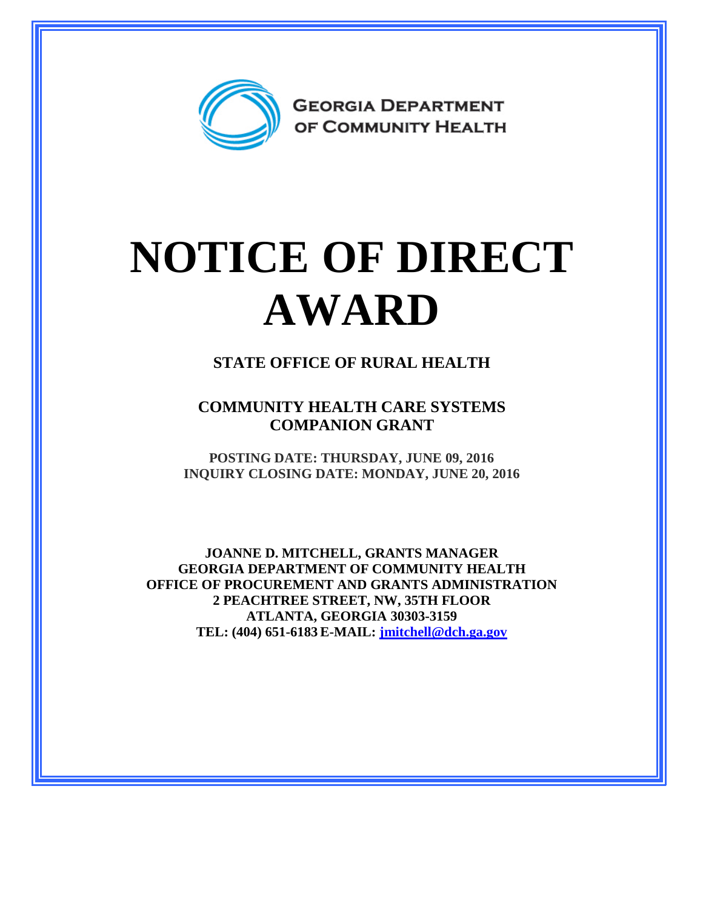GEORGIA DEPARTMENT OF COMMUNITY HEALTH

# NOTICE OF DIRECT AWARD

## STATE OFFICE OF RURAL HEALTH

## COMMUNITY HEALTH CARE SYSTEMS COMPANION GRANT

**POSTING DATE: THURSDAY, JUNE 09, 2016**
**INQUIRY CLOSING DATE: MONDAY, JUNE 20, 2016**

**JOANNE D. MITCHELL, GRANTS MANAGER**
**GEORGIA DEPARTMENT OF COMMUNITY HEALTH**
**OFFICE OF PROCUREMENT AND GRANTS ADMINISTRATION**
**2 PEACHTREE STREET, NW, 35TH FLOOR**
**ATLANTA, GEORGIA 30303-3159**
**TEL: (404) 651-6183 E-MAIL: jmitchell@dch.ga.gov**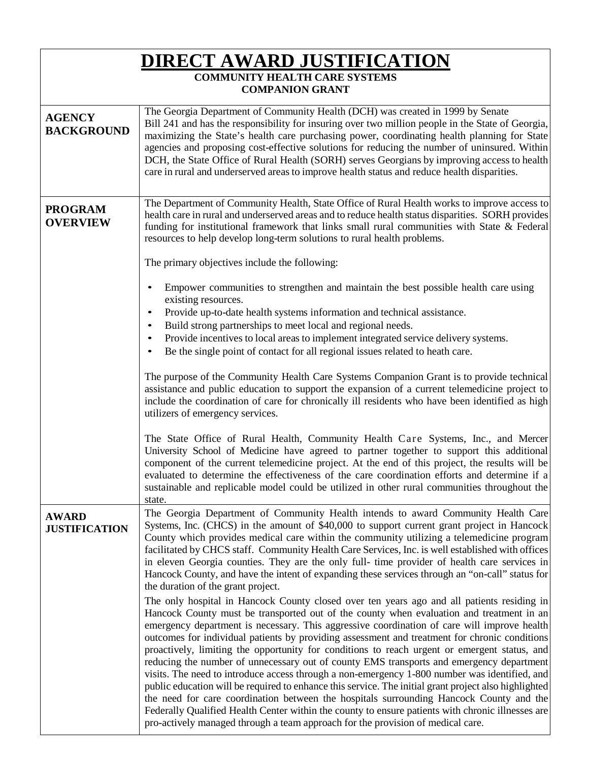# DIRECT AWARD JUSTIFICATION

**COMMUNITY HEALTH CARE SYSTEMS**
**COMPANION GRANT**

| | |
|---|---|
| **AGENCY BACKGROUND** | The Georgia Department of Community Health (DCH) was created in 1999 by Senate Bill 241 and has the responsibility for insuring over two million people in the State of Georgia, maximizing the State's health care purchasing power, coordinating health planning for State agencies and proposing cost-effective solutions for reducing the number of uninsured. Within DCH, the State Office of Rural Health (SORH) serves Georgians by improving access to health care in rural and underserved areas to improve health status and reduce health disparities. |
| **PROGRAM OVERVIEW** | The Department of Community Health, State Office of Rural Health works to improve access to health care in rural and underserved areas and to reduce health status disparities. SORH provides funding for institutional framework that links small rural communities with State & Federal resources to help develop long-term solutions to rural health problems.<br><br>The primary objectives include the following:<br><br>• Empower communities to strengthen and maintain the best possible health care using existing resources.<br>• Provide up-to-date health systems information and technical assistance.<br>• Build strong partnerships to meet local and regional needs.<br>• Provide incentives to local areas to implement integrated service delivery systems.<br>• Be the single point of contact for all regional issues related to heath care.<br><br>The purpose of the Community Health Care Systems Companion Grant is to provide technical assistance and public education to support the expansion of a current telemedicine project to include the coordination of care for chronically ill residents who have been identified as high utilizers of emergency services.<br><br>The State Office of Rural Health, Community Health Care Systems, Inc., and Mercer University School of Medicine have agreed to partner together to support this additional component of the current telemedicine project. At the end of this project, the results will be evaluated to determine the effectiveness of the care coordination efforts and determine if a sustainable and replicable model could be utilized in other rural communities throughout the state. |
| **AWARD JUSTIFICATION** | The Georgia Department of Community Health intends to award Community Health Care Systems, Inc. (CHCS) in the amount of $40,000 to support current grant project in Hancock County which provides medical care within the community utilizing a telemedicine program facilitated by CHCS staff. Community Health Care Services, Inc. is well established with offices in eleven Georgia counties. They are the only full- time provider of health care services in Hancock County, and have the intent of expanding these services through an "on-call" status for the duration of the grant project.<br><br>The only hospital in Hancock County closed over ten years ago and all patients residing in Hancock County must be transported out of the county when evaluation and treatment in an emergency department is necessary. This aggressive coordination of care will improve health outcomes for individual patients by providing assessment and treatment for chronic conditions proactively, limiting the opportunity for conditions to reach urgent or emergent status, and reducing the number of unnecessary out of county EMS transports and emergency department visits. The need to introduce access through a non-emergency 1-800 number was identified, and public education will be required to enhance this service. The initial grant project also highlighted the need for care coordination between the hospitals surrounding Hancock County and the Federally Qualified Health Center within the county to ensure patients with chronic illnesses are pro-actively managed through a team approach for the provision of medical care. |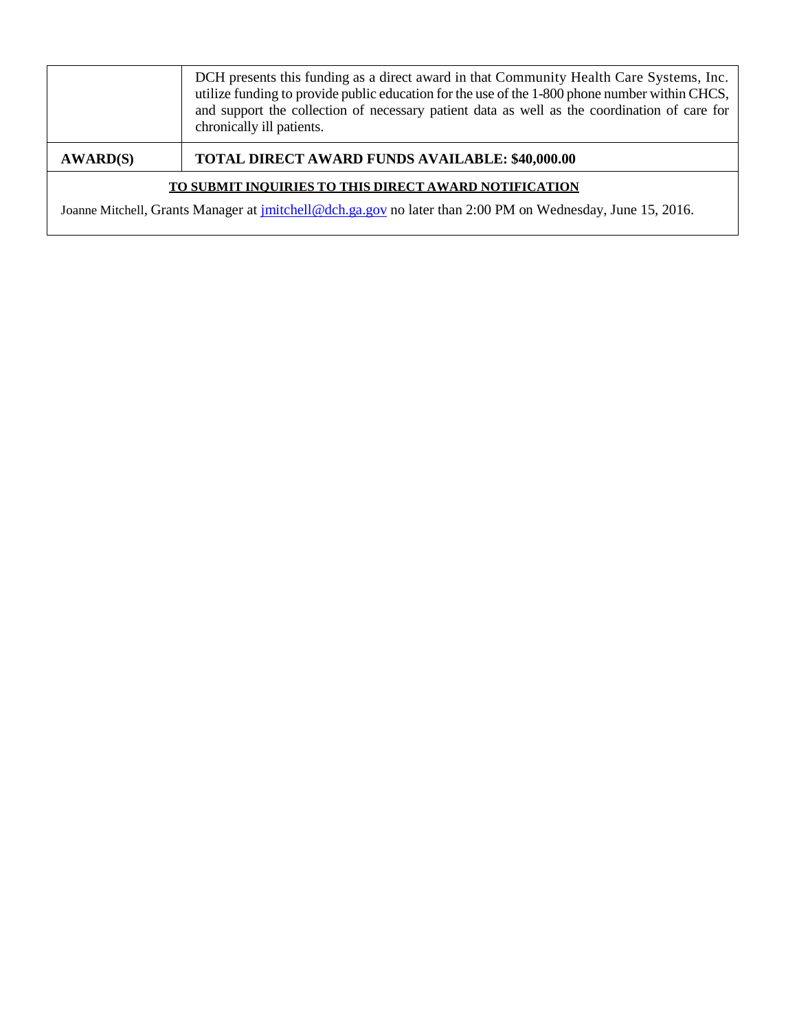| | |
|---|---|
| | DCH presents this funding as a direct award in that Community Health Care Systems, Inc. utilize funding to provide public education for the use of the 1-800 phone number within CHCS, and support the collection of necessary patient data as well as the coordination of care for chronically ill patients. |
| **AWARD(S)** | **TOTAL DIRECT AWARD FUNDS AVAILABLE: $40,000.00** |

**TO SUBMIT INQUIRIES TO THIS DIRECT AWARD NOTIFICATION**

Joanne Mitchell, Grants Manager at jmitchell@dch.ga.gov no later than 2:00 PM on Wednesday, June 15, 2016.